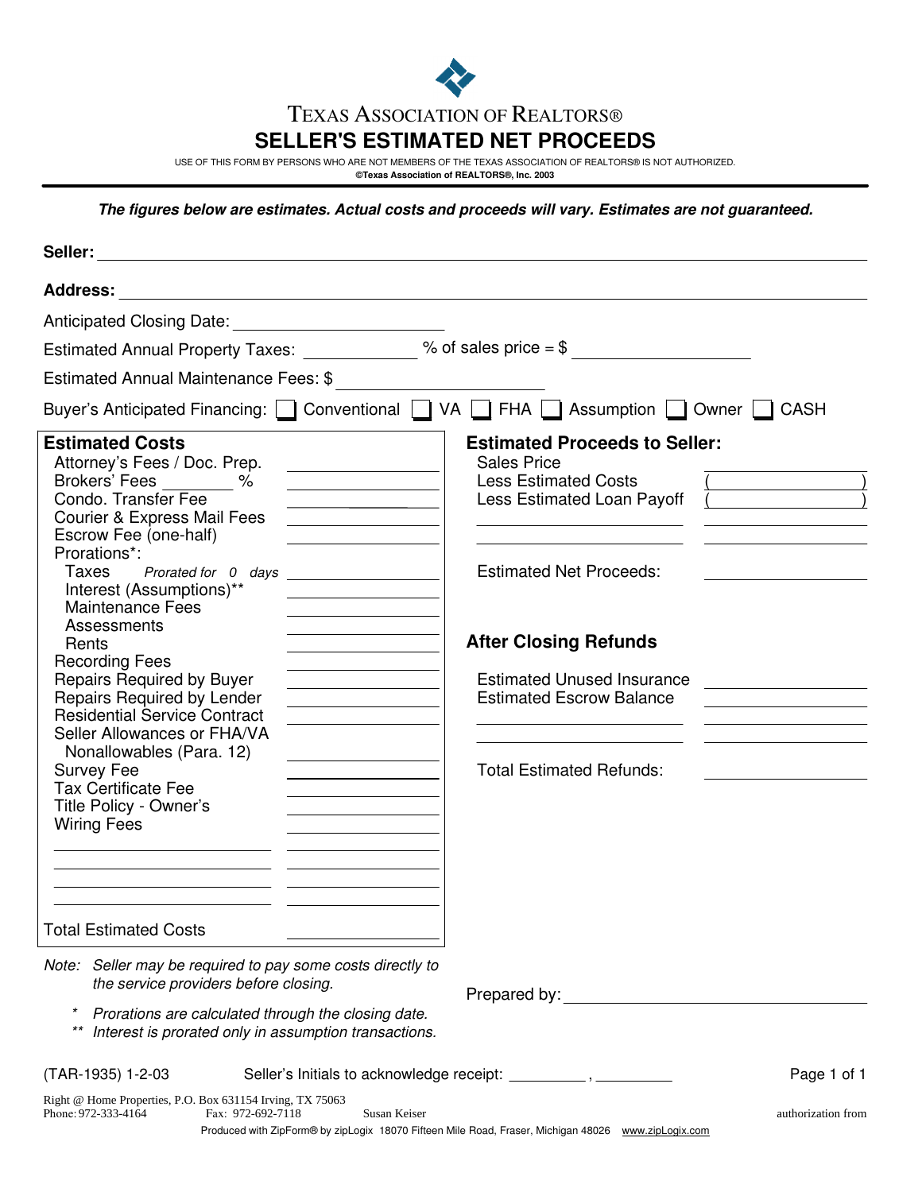# TEXAS ASSOCIATION OF REALTORS®

## SELLER'S ESTIMATED NET PROCEEDS

USE OF THIS FORM BY PERSONS WHO ARE NOT MEMBERS OF THE TEXAS ASSOCIATION OF REALTORS® IS NOT AUTHORIZED.
**©Texas Association of REALTORS®, Inc. 2003**

***The figures below are estimates. Actual costs and proceeds will vary. Estimates are not guaranteed.***

**Seller:** ____________________

**Address:** ____________________

Anticipated Closing Date: ____________________

Estimated Annual Property Taxes: __________ % of sales price = $ ____________________

Estimated Annual Maintenance Fees: $ ____________________

Buyer's Anticipated Financing: ☐ Conventional ☐ VA ☐ FHA ☐ Assumption ☐ Owner ☐ CASH

### Estimated Costs

| Item | Amount |
|---|---|
| Attorney's Fees / Doc. Prep. | |
| Brokers' Fees ________ % | |
| Condo. Transfer Fee | |
| Courier & Express Mail Fees | |
| Escrow Fee (one-half) | |
| Prorations*: | |
| Taxes *Prorated for 0 days* | |
| Interest (Assumptions)** | |
| Maintenance Fees | |
| Assessments | |
| Rents | |
| Recording Fees | |
| Repairs Required by Buyer | |
| Repairs Required by Lender | |
| Residential Service Contract | |
| Seller Allowances or FHA/VA Nonallowables (Para. 12) | |
| Survey Fee | |
| Tax Certificate Fee | |
| Title Policy - Owner's | |
| Wiring Fees | |
| | |
| | |
| | |
| | |
| Total Estimated Costs | |

### Estimated Proceeds to Seller:

| Item | Amount |
|---|---|
| Sales Price | |
| Less Estimated Costs | ( ) |
| Less Estimated Loan Payoff | ( ) |
| | |
| | |
| Estimated Net Proceeds: | |

### After Closing Refunds

| Item | Amount |
|---|---|
| Estimated Unused Insurance | |
| Estimated Escrow Balance | |
| | |
| | |
| Total Estimated Refunds: | |

*Note: Seller may be required to pay some costs directly to the service providers before closing.*

\* *Prorations are calculated through the closing date.*

\** *Interest is prorated only in assumption transactions.*

Prepared by: ____________________

(TAR-1935) 1-2-03 Seller's Initials to acknowledge receipt: _________ , _________

Right @ Home Properties, P.O. Box 631154 Irving, TX 75063
Phone: 972-333-4164 Fax: 972-692-7118 Susan Keiser authorization from
Produced with ZipForm® by zipLogix 18070 Fifteen Mile Road, Fraser, Michigan 48026 www.zipLogix.com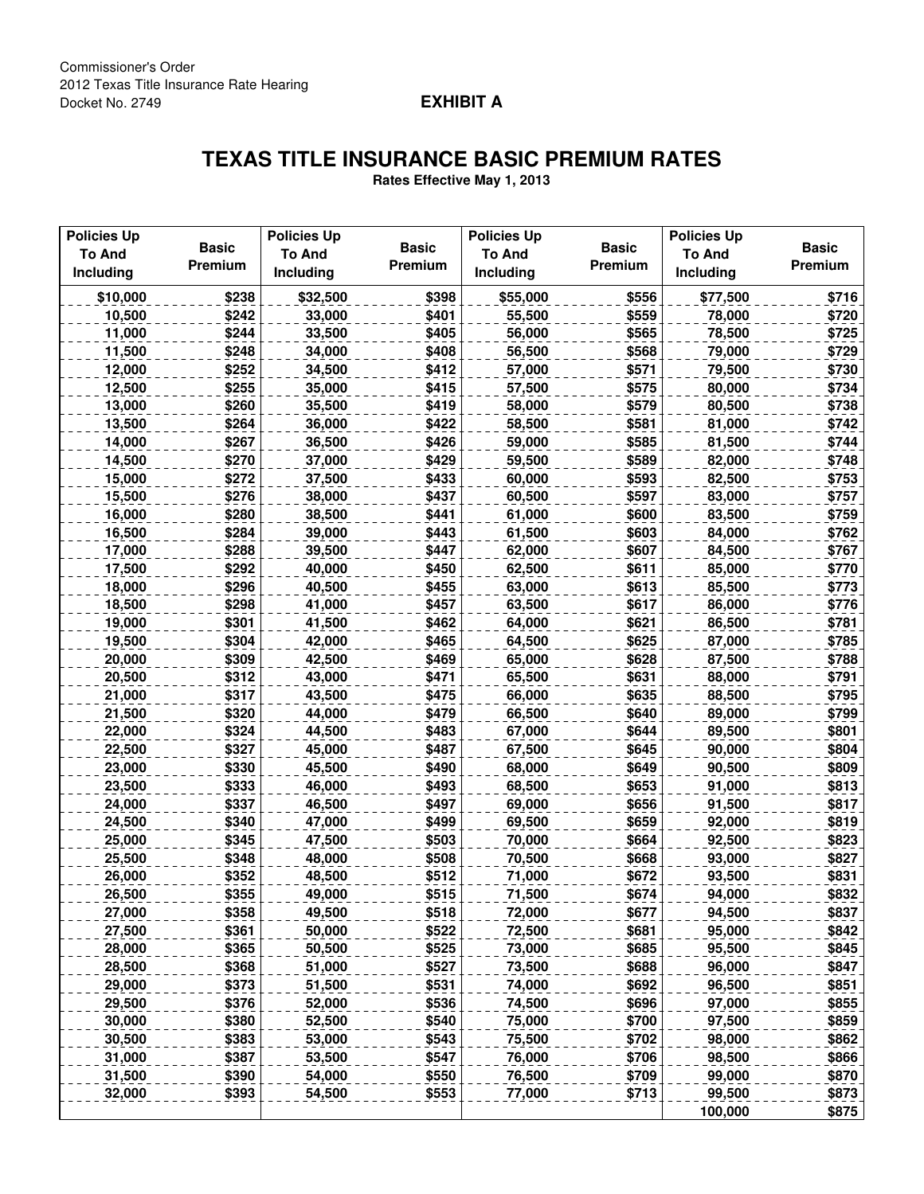Commissioner's Order
2012 Texas Title Insurance Rate Hearing
Docket No. 2749

**EXHIBIT A**

# TEXAS TITLE INSURANCE BASIC PREMIUM RATES

**Rates Effective May 1, 2013**

| Policies Up To And Including | Basic Premium | Policies Up To And Including | Basic Premium | Policies Up To And Including | Basic Premium | Policies Up To And Including | Basic Premium |
|---|---|---|---|---|---|---|---|
| $10,000 | $238 | $32,500 | $398 | $55,000 | $556 | $77,500 | $716 |
| 10,500 | $242 | 33,000 | $401 | 55,500 | $559 | 78,000 | $720 |
| 11,000 | $244 | 33,500 | $405 | 56,000 | $565 | 78,500 | $725 |
| 11,500 | $248 | 34,000 | $408 | 56,500 | $568 | 79,000 | $729 |
| 12,000 | $252 | 34,500 | $412 | 57,000 | $571 | 79,500 | $730 |
| 12,500 | $255 | 35,000 | $415 | 57,500 | $575 | 80,000 | $734 |
| 13,000 | $260 | 35,500 | $419 | 58,000 | $579 | 80,500 | $738 |
| 13,500 | $264 | 36,000 | $422 | 58,500 | $581 | 81,000 | $742 |
| 14,000 | $267 | 36,500 | $426 | 59,000 | $585 | 81,500 | $744 |
| 14,500 | $270 | 37,000 | $429 | 59,500 | $589 | 82,000 | $748 |
| 15,000 | $272 | 37,500 | $433 | 60,000 | $593 | 82,500 | $753 |
| 15,500 | $276 | 38,000 | $437 | 60,500 | $597 | 83,000 | $757 |
| 16,000 | $280 | 38,500 | $441 | 61,000 | $600 | 83,500 | $759 |
| 16,500 | $284 | 39,000 | $443 | 61,500 | $603 | 84,000 | $762 |
| 17,000 | $288 | 39,500 | $447 | 62,000 | $607 | 84,500 | $767 |
| 17,500 | $292 | 40,000 | $450 | 62,500 | $611 | 85,000 | $770 |
| 18,000 | $296 | 40,500 | $455 | 63,000 | $613 | 85,500 | $773 |
| 18,500 | $298 | 41,000 | $457 | 63,500 | $617 | 86,000 | $776 |
| 19,000 | $301 | 41,500 | $462 | 64,000 | $621 | 86,500 | $781 |
| 19,500 | $304 | 42,000 | $465 | 64,500 | $625 | 87,000 | $785 |
| 20,000 | $309 | 42,500 | $469 | 65,000 | $628 | 87,500 | $788 |
| 20,500 | $312 | 43,000 | $471 | 65,500 | $631 | 88,000 | $791 |
| 21,000 | $317 | 43,500 | $475 | 66,000 | $635 | 88,500 | $795 |
| 21,500 | $320 | 44,000 | $479 | 66,500 | $640 | 89,000 | $799 |
| 22,000 | $324 | 44,500 | $483 | 67,000 | $644 | 89,500 | $801 |
| 22,500 | $327 | 45,000 | $487 | 67,500 | $645 | 90,000 | $804 |
| 23,000 | $330 | 45,500 | $490 | 68,000 | $649 | 90,500 | $809 |
| 23,500 | $333 | 46,000 | $493 | 68,500 | $653 | 91,000 | $813 |
| 24,000 | $337 | 46,500 | $497 | 69,000 | $656 | 91,500 | $817 |
| 24,500 | $340 | 47,000 | $499 | 69,500 | $659 | 92,000 | $819 |
| 25,000 | $345 | 47,500 | $503 | 70,000 | $664 | 92,500 | $823 |
| 25,500 | $348 | 48,000 | $508 | 70,500 | $668 | 93,000 | $827 |
| 26,000 | $352 | 48,500 | $512 | 71,000 | $672 | 93,500 | $831 |
| 26,500 | $355 | 49,000 | $515 | 71,500 | $674 | 94,000 | $832 |
| 27,000 | $358 | 49,500 | $518 | 72,000 | $677 | 94,500 | $837 |
| 27,500 | $361 | 50,000 | $522 | 72,500 | $681 | 95,000 | $842 |
| 28,000 | $365 | 50,500 | $525 | 73,000 | $685 | 95,500 | $845 |
| 28,500 | $368 | 51,000 | $527 | 73,500 | $688 | 96,000 | $847 |
| 29,000 | $373 | 51,500 | $531 | 74,000 | $692 | 96,500 | $851 |
| 29,500 | $376 | 52,000 | $536 | 74,500 | $696 | 97,000 | $855 |
| 30,000 | $380 | 52,500 | $540 | 75,000 | $700 | 97,500 | $859 |
| 30,500 | $383 | 53,000 | $543 | 75,500 | $702 | 98,000 | $862 |
| 31,000 | $387 | 53,500 | $547 | 76,000 | $706 | 98,500 | $866 |
| 31,500 | $390 | 54,000 | $550 | 76,500 | $709 | 99,000 | $870 |
| 32,000 | $393 | 54,500 | $553 | 77,000 | $713 | 99,500 | $873 |
| | | | | | | 100,000 | $875 |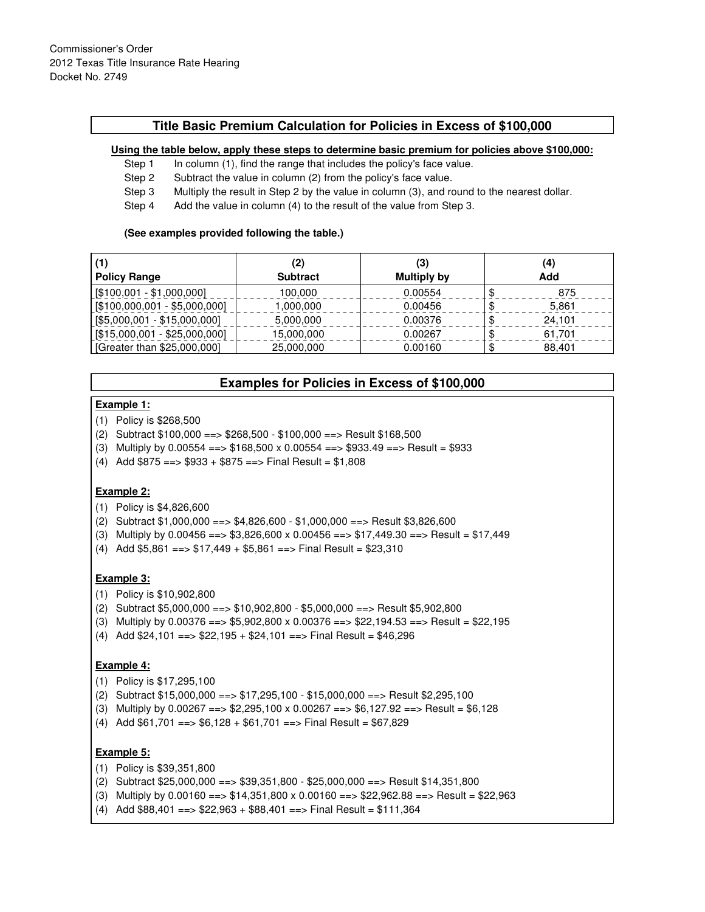Commissioner's Order
2012 Texas Title Insurance Rate Hearing
Docket No. 2749

## Title Basic Premium Calculation for Policies in Excess of $100,000

**Using the table below, apply these steps to determine basic premium for policies above $100,000:**

- Step 1 In column (1), find the range that includes the policy's face value.
- Step 2 Subtract the value in column (2) from the policy's face value.
- Step 3 Multiply the result in Step 2 by the value in column (3), and round to the nearest dollar.
- Step 4 Add the value in column (4) to the result of the value from Step 3.

**(See examples provided following the table.)**

| (1) Policy Range | (2) Subtract | (3) Multiply by | (4) Add |
|---|---|---|---|
| [$100,001 - $1,000,000] | 100,000 | 0.00554 | $ 875 |
| [$100,000,001 - $5,000,000] | 1,000,000 | 0.00456 | $ 5,861 |
| [$5,000,001 - $15,000,000] | 5,000,000 | 0.00376 | $ 24,101 |
| [$15,000,001 - $25,000,000] | 15,000,000 | 0.00267 | $ 61,701 |
| [Greater than $25,000,000] | 25,000,000 | 0.00160 | $ 88,401 |

## Examples for Policies in Excess of $100,000

**Example 1:**

(1) Policy is $268,500
(2) Subtract $100,000 ==> $268,500 - $100,000 ==> Result $168,500
(3) Multiply by 0.00554 ==> $168,500 x 0.00554 ==> $933.49 ==> Result = $933
(4) Add $875 ==> $933 + $875 ==> Final Result = $1,808

**Example 2:**

(1) Policy is $4,826,600
(2) Subtract $1,000,000 ==> $4,826,600 - $1,000,000 ==> Result $3,826,600
(3) Multiply by 0.00456 ==> $3,826,600 x 0.00456 ==> $17,449.30 ==> Result = $17,449
(4) Add $5,861 ==> $17,449 + $5,861 ==> Final Result = $23,310

**Example 3:**

(1) Policy is $10,902,800
(2) Subtract $5,000,000 ==> $10,902,800 - $5,000,000 ==> Result $5,902,800
(3) Multiply by 0.00376 ==> $5,902,800 x 0.00376 ==> $22,194.53 ==> Result = $22,195
(4) Add $24,101 ==> $22,195 + $24,101 ==> Final Result = $46,296

**Example 4:**

(1) Policy is $17,295,100
(2) Subtract $15,000,000 ==> $17,295,100 - $15,000,000 ==> Result $2,295,100
(3) Multiply by 0.00267 ==> $2,295,100 x 0.00267 ==> $6,127.92 ==> Result = $6,128
(4) Add $61,701 ==> $6,128 + $61,701 ==> Final Result = $67,829

**Example 5:**

(1) Policy is $39,351,800
(2) Subtract $25,000,000 ==> $39,351,800 - $25,000,000 ==> Result $14,351,800
(3) Multiply by 0.00160 ==> $14,351,800 x 0.00160 ==> $22,962.88 ==> Result = $22,963
(4) Add $88,401 ==> $22,963 + $88,401 ==> Final Result = $111,364